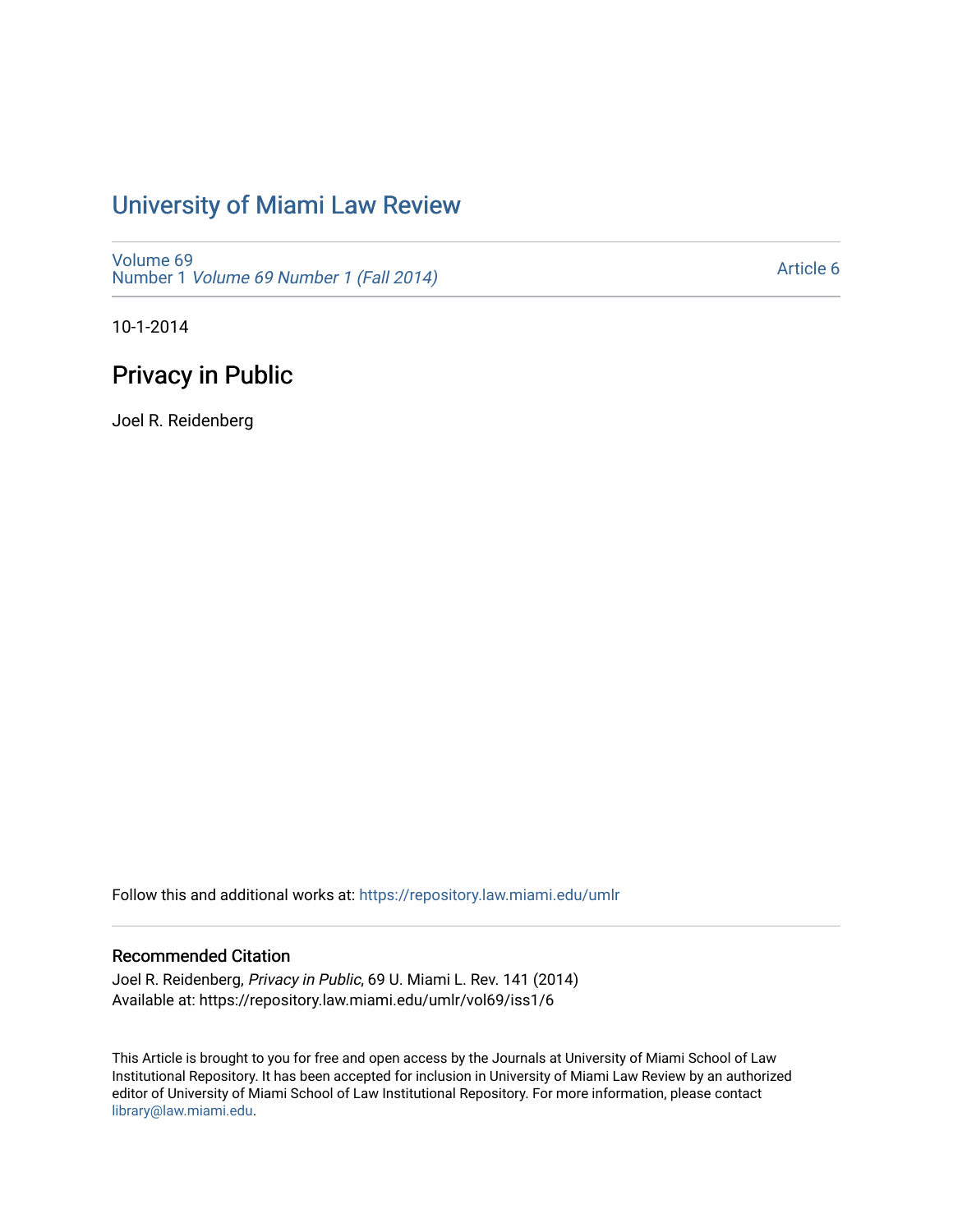# University of Miami Law Review

Volume 69
Number 1 *Volume 69 Number 1 (Fall 2014)*

Article 6

10-1-2014

## Privacy in Public

Joel R. Reidenberg

Follow this and additional works at: https://repository.law.miami.edu/umlr

### Recommended Citation

Joel R. Reidenberg, *Privacy in Public*, 69 U. Miami L. Rev. 141 (2014)
Available at: https://repository.law.miami.edu/umlr/vol69/iss1/6

This Article is brought to you for free and open access by the Journals at University of Miami School of Law Institutional Repository. It has been accepted for inclusion in University of Miami Law Review by an authorized editor of University of Miami School of Law Institutional Repository. For more information, please contact library@law.miami.edu.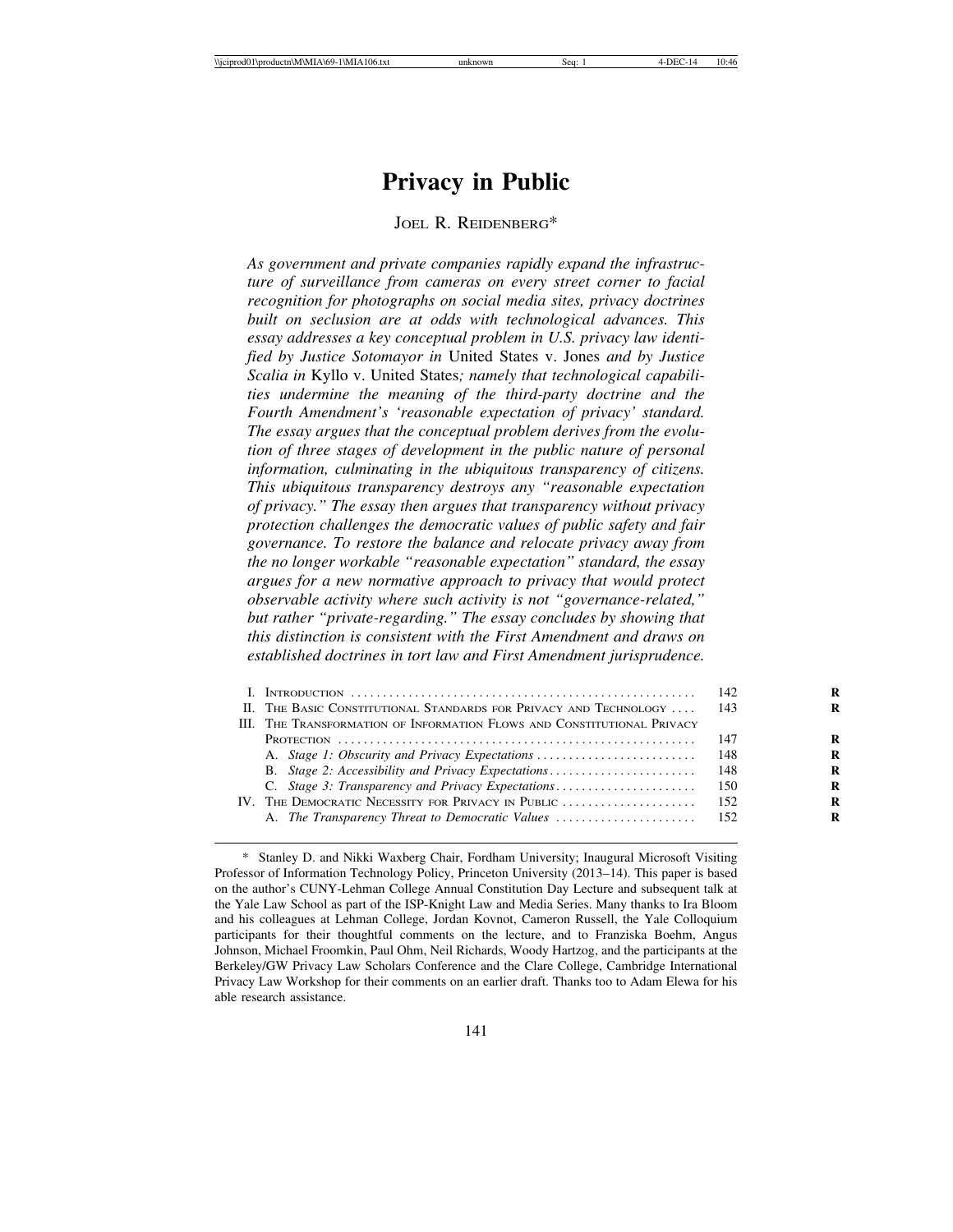# Privacy in Public

Joel R. Reidenberg*

*As government and private companies rapidly expand the infrastructure of surveillance from cameras on every street corner to facial recognition for photographs on social media sites, privacy doctrines built on seclusion are at odds with technological advances. This essay addresses a key conceptual problem in U.S. privacy law identified by Justice Sotomayor in* United States v. Jones *and by Justice Scalia in* Kyllo v. United States*; namely that technological capabilities undermine the meaning of the third-party doctrine and the Fourth Amendment's 'reasonable expectation of privacy' standard. The essay argues that the conceptual problem derives from the evolution of three stages of development in the public nature of personal information, culminating in the ubiquitous transparency of citizens. This ubiquitous transparency destroys any "reasonable expectation of privacy." The essay then argues that transparency without privacy protection challenges the democratic values of public safety and fair governance. To restore the balance and relocate privacy away from the no longer workable "reasonable expectation" standard, the essay argues for a new normative approach to privacy that would protect observable activity where such activity is not "governance-related," but rather "private-regarding." The essay concludes by showing that this distinction is consistent with the First Amendment and draws on established doctrines in tort law and First Amendment jurisprudence.*

| | | |
|---|---|---|
| I. | Introduction | 142 |
| II. | The Basic Constitutional Standards for Privacy and Technology | 143 |
| III. | The Transformation of Information Flows and Constitutional Privacy Protection | 147 |
| | A. *Stage 1: Obscurity and Privacy Expectations* | 148 |
| | B. *Stage 2: Accessibility and Privacy Expectations* | 148 |
| | C. *Stage 3: Transparency and Privacy Expectations* | 150 |
| IV. | The Democratic Necessity for Privacy in Public | 152 |
| | A. *The Transparency Threat to Democratic Values* | 152 |

\* Stanley D. and Nikki Waxberg Chair, Fordham University; Inaugural Microsoft Visiting Professor of Information Technology Policy, Princeton University (2013–14). This paper is based on the author's CUNY-Lehman College Annual Constitution Day Lecture and subsequent talk at the Yale Law School as part of the ISP-Knight Law and Media Series. Many thanks to Ira Bloom and his colleagues at Lehman College, Jordan Kovnot, Cameron Russell, the Yale Colloquium participants for their thoughtful comments on the lecture, and to Franziska Boehm, Angus Johnson, Michael Froomkin, Paul Ohm, Neil Richards, Woody Hartzog, and the participants at the Berkeley/GW Privacy Law Scholars Conference and the Clare College, Cambridge International Privacy Law Workshop for their comments on an earlier draft. Thanks too to Adam Elewa for his able research assistance.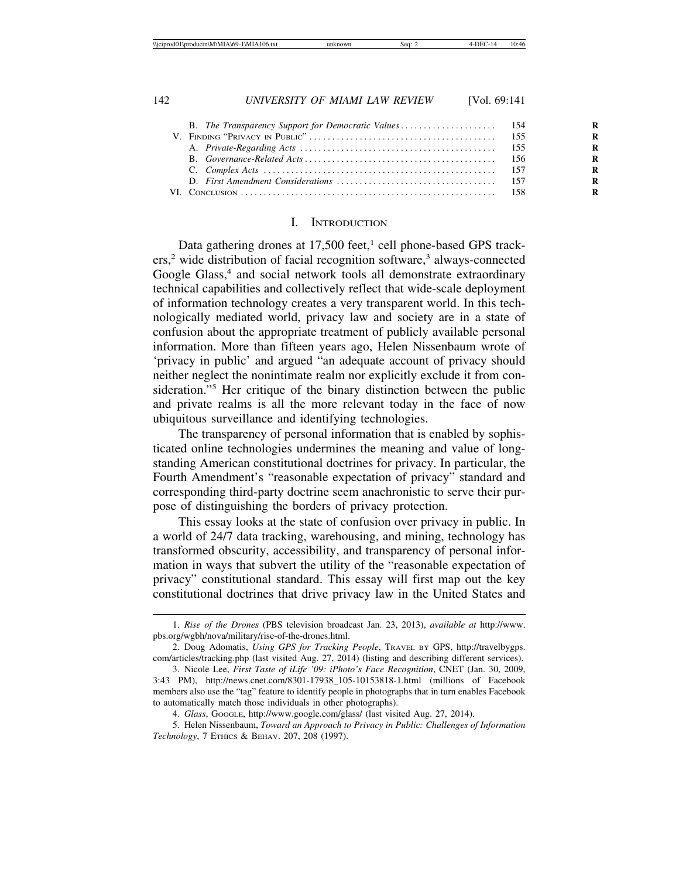B. *The Transparency Support for Democratic Values* .................... 154
V. FINDING "PRIVACY IN PUBLIC" .................................................... 155
A. *Private-Regarding Acts* ........................................................ 155
B. *Governance-Related Acts* ...................................................... 156
C. *Complex Acts* .................................................................... 157
D. *First Amendment Considerations* ............................................. 157
VI. CONCLUSION ............................................................................ 158

## I. INTRODUCTION

Data gathering drones at 17,500 feet,[1] cell phone-based GPS trackers,[2] wide distribution of facial recognition software,[3] always-connected Google Glass,[4] and social network tools all demonstrate extraordinary technical capabilities and collectively reflect that wide-scale deployment of information technology creates a very transparent world. In this technologically mediated world, privacy law and society are in a state of confusion about the appropriate treatment of publicly available personal information. More than fifteen years ago, Helen Nissenbaum wrote of 'privacy in public' and argued "an adequate account of privacy should neither neglect the nonintimate realm nor explicitly exclude it from consideration."[5] Her critique of the binary distinction between the public and private realms is all the more relevant today in the face of now ubiquitous surveillance and identifying technologies.

The transparency of personal information that is enabled by sophisticated online technologies undermines the meaning and value of long-standing American constitutional doctrines for privacy. In particular, the Fourth Amendment's "reasonable expectation of privacy" standard and corresponding third-party doctrine seem anachronistic to serve their purpose of distinguishing the borders of privacy protection.

This essay looks at the state of confusion over privacy in public. In a world of 24/7 data tracking, warehousing, and mining, technology has transformed obscurity, accessibility, and transparency of personal information in ways that subvert the utility of the "reasonable expectation of privacy" constitutional standard. This essay will first map out the key constitutional doctrines that drive privacy law in the United States and

---

1. *Rise of the Drones* (PBS television broadcast Jan. 23, 2013), *available at* http://www.pbs.org/wgbh/nova/military/rise-of-the-drones.html.

2. Doug Adomatis, *Using GPS for Tracking People*, TRAVEL BY GPS, http://travelbygps.com/articles/tracking.php (last visited Aug. 27, 2014) (listing and describing different services).

3. Nicole Lee, *First Taste of iLife '09: iPhoto's Face Recognition*, CNET (Jan. 30, 2009, 3:43 PM), http://news.cnet.com/8301-17938_105-10153818-1.html (millions of Facebook members also use the "tag" feature to identify people in photographs that in turn enables Facebook to automatically match those individuals in other photographs).

4. *Glass*, GOOGLE, http://www.google.com/glass/ (last visited Aug. 27, 2014).

5. Helen Nissenbaum, *Toward an Approach to Privacy in Public: Challenges of Information Technology*, 7 ETHICS & BEHAV. 207, 208 (1997).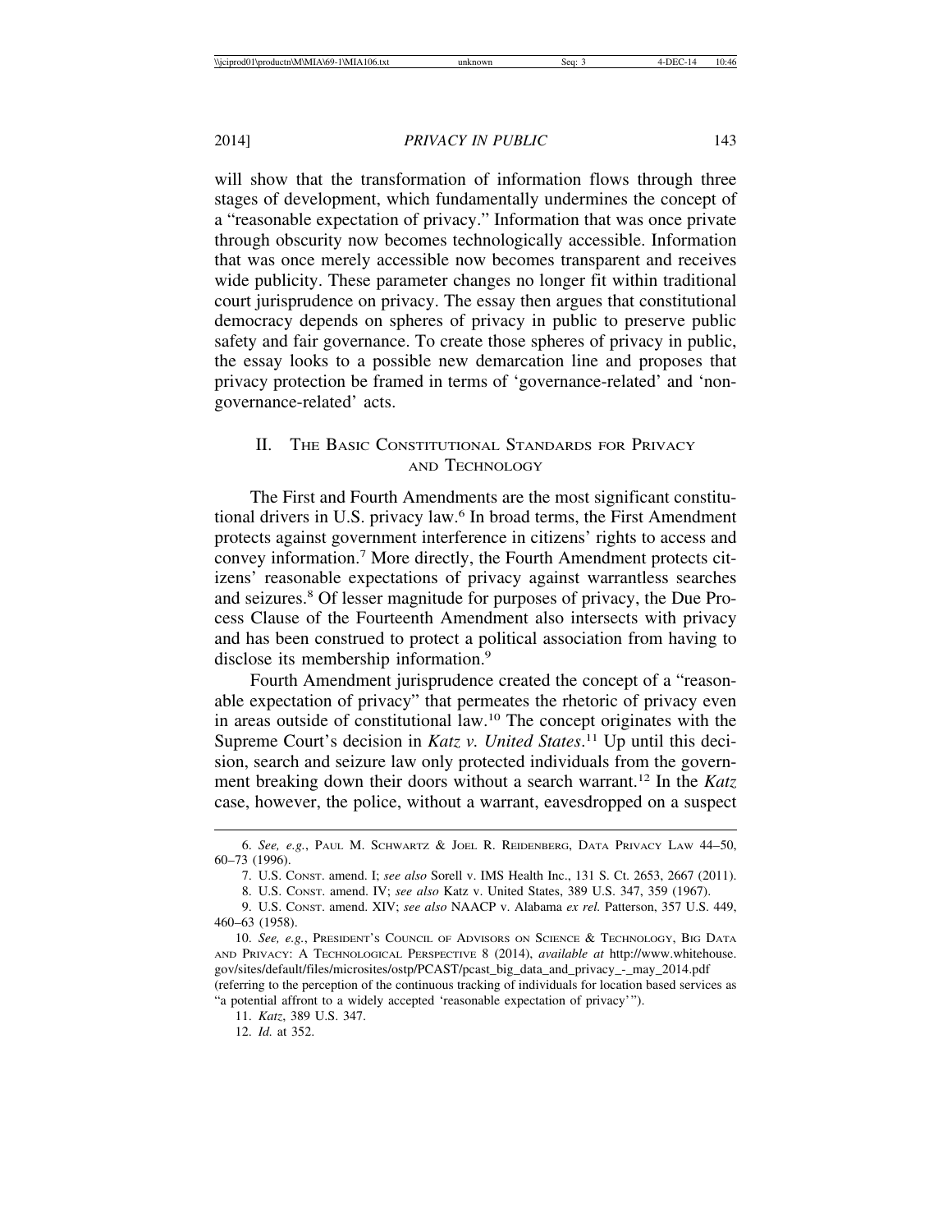will show that the transformation of information flows through three stages of development, which fundamentally undermines the concept of a "reasonable expectation of privacy." Information that was once private through obscurity now becomes technologically accessible. Information that was once merely accessible now becomes transparent and receives wide publicity. These parameter changes no longer fit within traditional court jurisprudence on privacy. The essay then argues that constitutional democracy depends on spheres of privacy in public to preserve public safety and fair governance. To create those spheres of privacy in public, the essay looks to a possible new demarcation line and proposes that privacy protection be framed in terms of 'governance-related' and 'non-governance-related' acts.

## II. The Basic Constitutional Standards for Privacy and Technology

The First and Fourth Amendments are the most significant constitutional drivers in U.S. privacy law.[6] In broad terms, the First Amendment protects against government interference in citizens' rights to access and convey information.[7] More directly, the Fourth Amendment protects citizens' reasonable expectations of privacy against warrantless searches and seizures.[8] Of lesser magnitude for purposes of privacy, the Due Process Clause of the Fourteenth Amendment also intersects with privacy and has been construed to protect a political association from having to disclose its membership information.[9]

Fourth Amendment jurisprudence created the concept of a "reasonable expectation of privacy" that permeates the rhetoric of privacy even in areas outside of constitutional law.[10] The concept originates with the Supreme Court's decision in *Katz v. United States*.[11] Up until this decision, search and seizure law only protected individuals from the government breaking down their doors without a search warrant.[12] In the *Katz* case, however, the police, without a warrant, eavesdropped on a suspect

---

6. *See, e.g.*, Paul M. Schwartz & Joel R. Reidenberg, Data Privacy Law 44–50, 60–73 (1996).

7. U.S. Const. amend. I; *see also* Sorell v. IMS Health Inc., 131 S. Ct. 2653, 2667 (2011).

8. U.S. Const. amend. IV; *see also* Katz v. United States, 389 U.S. 347, 359 (1967).

9. U.S. Const. amend. XIV; *see also* NAACP v. Alabama *ex rel.* Patterson, 357 U.S. 449, 460–63 (1958).

10. *See, e.g.*, President's Council of Advisors on Science & Technology, Big Data and Privacy: A Technological Perspective 8 (2014), *available at* http://www.whitehouse.gov/sites/default/files/microsites/ostp/PCAST/pcast_big_data_and_privacy_-_may_2014.pdf (referring to the perception of the continuous tracking of individuals for location based services as "a potential affront to a widely accepted 'reasonable expectation of privacy'").

11. *Katz*, 389 U.S. 347.

12. *Id.* at 352.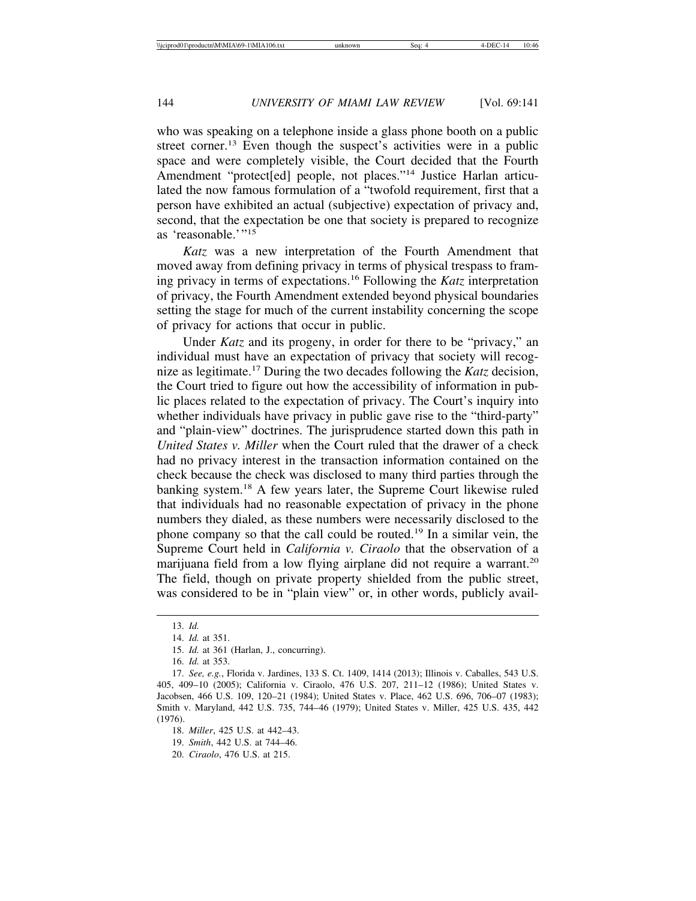who was speaking on a telephone inside a glass phone booth on a public street corner.[13] Even though the suspect's activities were in a public space and were completely visible, the Court decided that the Fourth Amendment "protect[ed] people, not places."[14] Justice Harlan articulated the now famous formulation of a "twofold requirement, first that a person have exhibited an actual (subjective) expectation of privacy and, second, that the expectation be one that society is prepared to recognize as 'reasonable.'"[15]

*Katz* was a new interpretation of the Fourth Amendment that moved away from defining privacy in terms of physical trespass to framing privacy in terms of expectations.[16] Following the *Katz* interpretation of privacy, the Fourth Amendment extended beyond physical boundaries setting the stage for much of the current instability concerning the scope of privacy for actions that occur in public.

Under *Katz* and its progeny, in order for there to be "privacy," an individual must have an expectation of privacy that society will recognize as legitimate.[17] During the two decades following the *Katz* decision, the Court tried to figure out how the accessibility of information in public places related to the expectation of privacy. The Court's inquiry into whether individuals have privacy in public gave rise to the "third-party" and "plain-view" doctrines. The jurisprudence started down this path in *United States v. Miller* when the Court ruled that the drawer of a check had no privacy interest in the transaction information contained on the check because the check was disclosed to many third parties through the banking system.[18] A few years later, the Supreme Court likewise ruled that individuals had no reasonable expectation of privacy in the phone numbers they dialed, as these numbers were necessarily disclosed to the phone company so that the call could be routed.[19] In a similar vein, the Supreme Court held in *California v. Ciraolo* that the observation of a marijuana field from a low flying airplane did not require a warrant.[20] The field, though on private property shielded from the public street, was considered to be in "plain view" or, in other words, publicly avail-

---

13. *Id.*

14. *Id.* at 351.

15. *Id.* at 361 (Harlan, J., concurring).

16. *Id.* at 353.

17. *See, e.g.*, Florida v. Jardines, 133 S. Ct. 1409, 1414 (2013); Illinois v. Caballes, 543 U.S. 405, 409–10 (2005); California v. Ciraolo, 476 U.S. 207, 211–12 (1986); United States v. Jacobsen, 466 U.S. 109, 120–21 (1984); United States v. Place, 462 U.S. 696, 706–07 (1983); Smith v. Maryland, 442 U.S. 735, 744–46 (1979); United States v. Miller, 425 U.S. 435, 442 (1976).

18. *Miller*, 425 U.S. at 442–43.

19. *Smith*, 442 U.S. at 744–46.

20. *Ciraolo*, 476 U.S. at 215.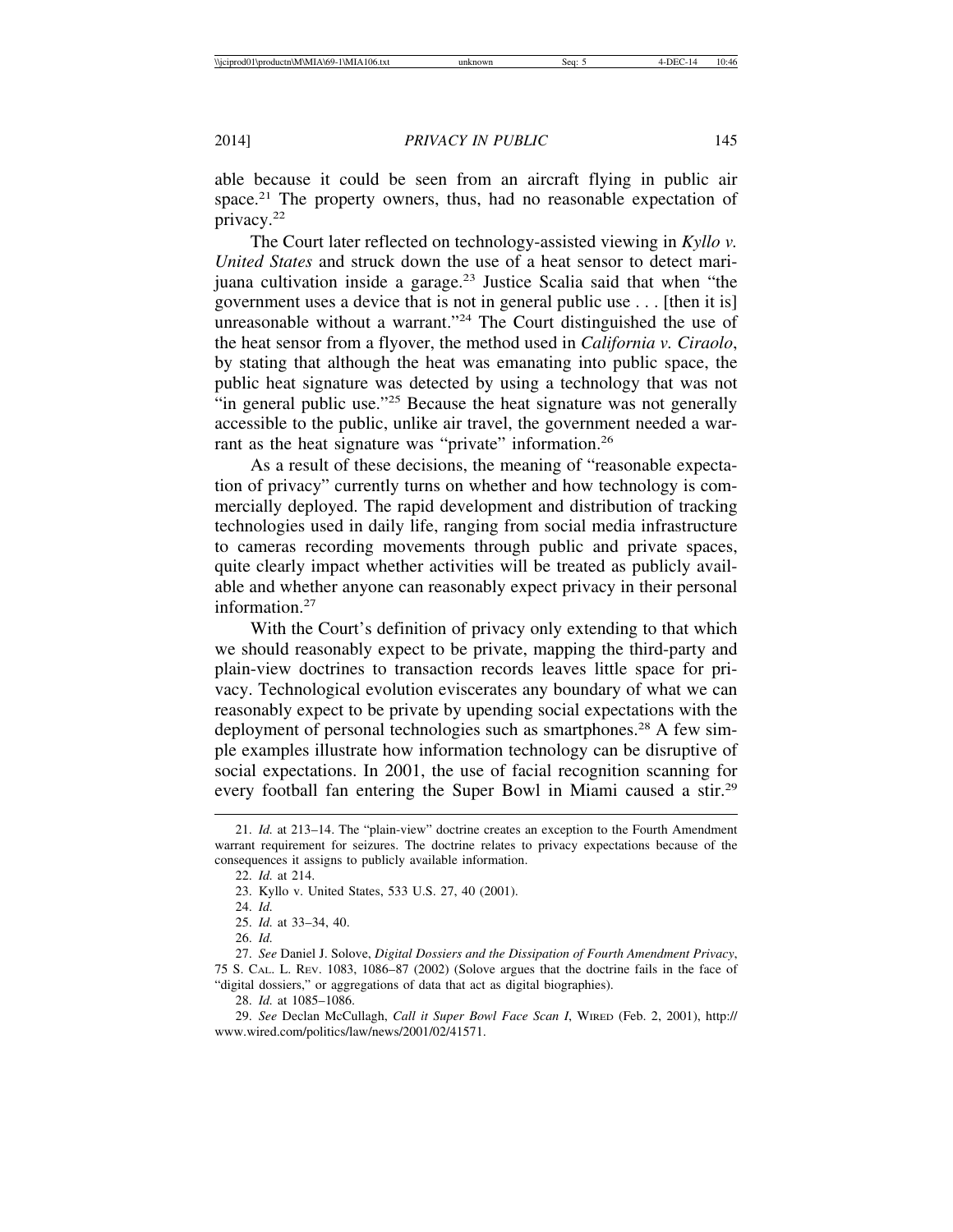able because it could be seen from an aircraft flying in public air space.[21] The property owners, thus, had no reasonable expectation of privacy.[22]

The Court later reflected on technology-assisted viewing in *Kyllo v. United States* and struck down the use of a heat sensor to detect marijuana cultivation inside a garage.[23] Justice Scalia said that when "the government uses a device that is not in general public use . . . [then it is] unreasonable without a warrant."[24] The Court distinguished the use of the heat sensor from a flyover, the method used in *California v. Ciraolo*, by stating that although the heat was emanating into public space, the public heat signature was detected by using a technology that was not "in general public use."[25] Because the heat signature was not generally accessible to the public, unlike air travel, the government needed a warrant as the heat signature was "private" information.[26]

As a result of these decisions, the meaning of "reasonable expectation of privacy" currently turns on whether and how technology is commercially deployed. The rapid development and distribution of tracking technologies used in daily life, ranging from social media infrastructure to cameras recording movements through public and private spaces, quite clearly impact whether activities will be treated as publicly available and whether anyone can reasonably expect privacy in their personal information.[27]

With the Court's definition of privacy only extending to that which we should reasonably expect to be private, mapping the third-party and plain-view doctrines to transaction records leaves little space for privacy. Technological evolution eviscerates any boundary of what we can reasonably expect to be private by upending social expectations with the deployment of personal technologies such as smartphones.[28] A few simple examples illustrate how information technology can be disruptive of social expectations. In 2001, the use of facial recognition scanning for every football fan entering the Super Bowl in Miami caused a stir.[29]

---

21. *Id.* at 213–14. The "plain-view" doctrine creates an exception to the Fourth Amendment warrant requirement for seizures. The doctrine relates to privacy expectations because of the consequences it assigns to publicly available information.

22. *Id.* at 214.

23. Kyllo v. United States, 533 U.S. 27, 40 (2001).

24. *Id.*

25. *Id.* at 33–34, 40.

26. *Id.*

27. *See* Daniel J. Solove, *Digital Dossiers and the Dissipation of Fourth Amendment Privacy*, 75 S. CAL. L. REV. 1083, 1086–87 (2002) (Solove argues that the doctrine fails in the face of "digital dossiers," or aggregations of data that act as digital biographies).

28. *Id.* at 1085–1086.

29. *See* Declan McCullagh, *Call it Super Bowl Face Scan I*, WIRED (Feb. 2, 2001), http://www.wired.com/politics/law/news/2001/02/41571.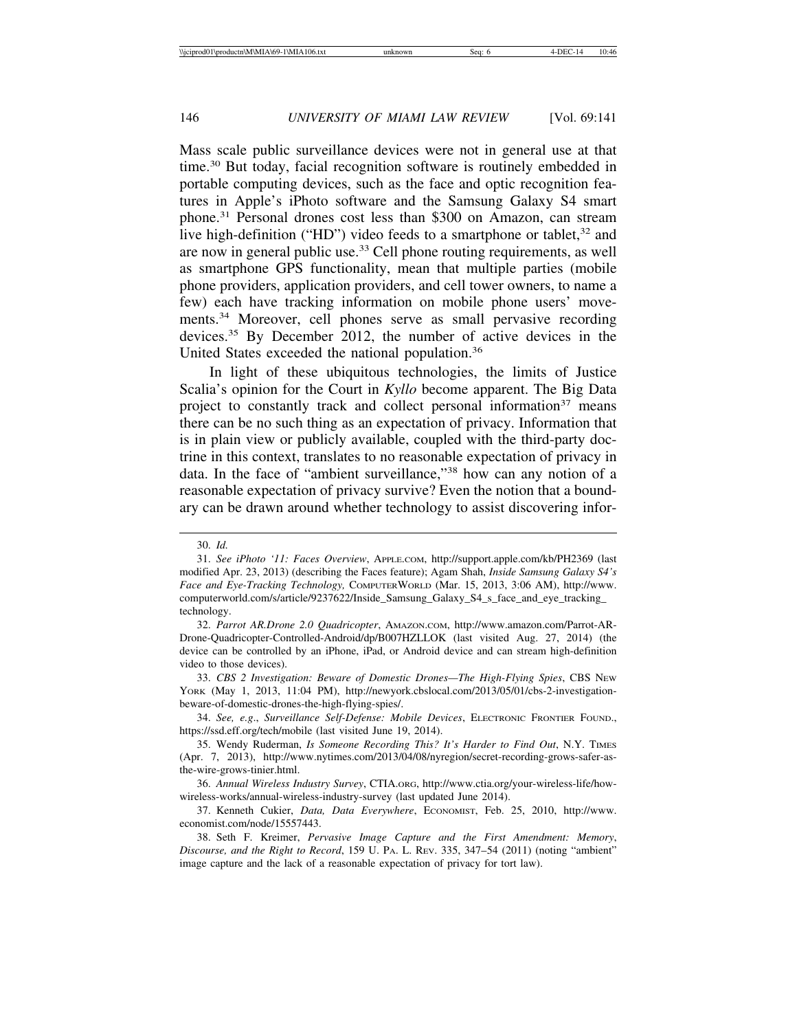Mass scale public surveillance devices were not in general use at that time.[30] But today, facial recognition software is routinely embedded in portable computing devices, such as the face and optic recognition features in Apple's iPhoto software and the Samsung Galaxy S4 smart phone.[31] Personal drones cost less than $300 on Amazon, can stream live high-definition ("HD") video feeds to a smartphone or tablet,[32] and are now in general public use.[33] Cell phone routing requirements, as well as smartphone GPS functionality, mean that multiple parties (mobile phone providers, application providers, and cell tower owners, to name a few) each have tracking information on mobile phone users' movements.[34] Moreover, cell phones serve as small pervasive recording devices.[35] By December 2012, the number of active devices in the United States exceeded the national population.[36]

In light of these ubiquitous technologies, the limits of Justice Scalia's opinion for the Court in *Kyllo* become apparent. The Big Data project to constantly track and collect personal information[37] means there can be no such thing as an expectation of privacy. Information that is in plain view or publicly available, coupled with the third-party doctrine in this context, translates to no reasonable expectation of privacy in data. In the face of "ambient surveillance,"[38] how can any notion of a reasonable expectation of privacy survive? Even the notion that a boundary can be drawn around whether technology to assist discovering infor-

---

30. *Id.*

31. *See iPhoto '11: Faces Overview*, APPLE.COM, http://support.apple.com/kb/PH2369 (last modified Apr. 23, 2013) (describing the Faces feature); Agam Shah, *Inside Samsung Galaxy S4's Face and Eye-Tracking Technology,* COMPUTERWORLD (Mar. 15, 2013, 3:06 AM), http://www.computerworld.com/s/article/9237622/Inside_Samsung_Galaxy_S4_s_face_and_eye_tracking_technology.

32. *Parrot AR.Drone 2.0 Quadricopter*, AMAZON.COM, http://www.amazon.com/Parrot-AR-Drone-Quadricopter-Controlled-Android/dp/B007HZLLOK (last visited Aug. 27, 2014) (the device can be controlled by an iPhone, iPad, or Android device and can stream high-definition video to those devices).

33. *CBS 2 Investigation: Beware of Domestic Drones—The High-Flying Spies*, CBS NEW YORK (May 1, 2013, 11:04 PM), http://newyork.cbslocal.com/2013/05/01/cbs-2-investigation-beware-of-domestic-drones-the-high-flying-spies/.

34. *See, e.g.*, *Surveillance Self-Defense: Mobile Devices*, ELECTRONIC FRONTIER FOUND., https://ssd.eff.org/tech/mobile (last visited June 19, 2014).

35. Wendy Ruderman, *Is Someone Recording This? It's Harder to Find Out*, N.Y. TIMES (Apr. 7, 2013), http://www.nytimes.com/2013/04/08/nyregion/secret-recording-grows-safer-as-the-wire-grows-tinier.html.

36. *Annual Wireless Industry Survey*, CTIA.ORG, http://www.ctia.org/your-wireless-life/how-wireless-works/annual-wireless-industry-survey (last updated June 2014).

37. Kenneth Cukier, *Data, Data Everywhere*, ECONOMIST, Feb. 25, 2010, http://www.economist.com/node/15557443.

38. Seth F. Kreimer, *Pervasive Image Capture and the First Amendment: Memory, Discourse, and the Right to Record*, 159 U. PA. L. REV. 335, 347–54 (2011) (noting "ambient" image capture and the lack of a reasonable expectation of privacy for tort law).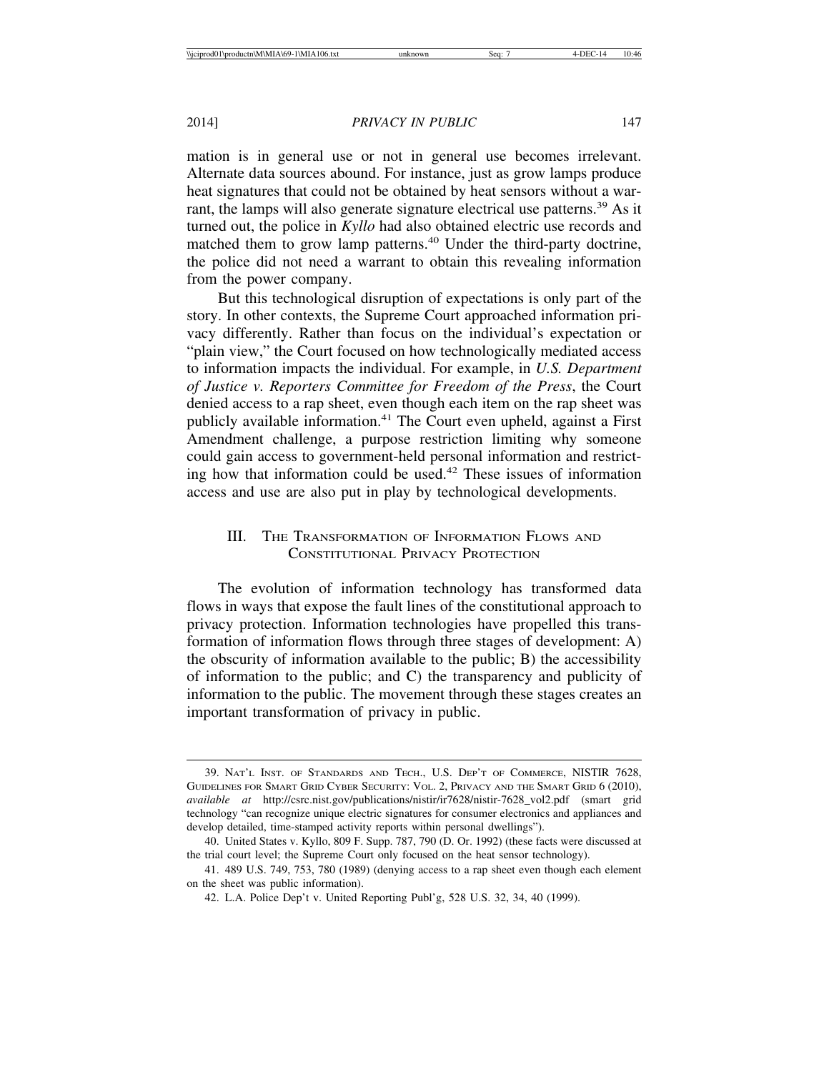mation is in general use or not in general use becomes irrelevant. Alternate data sources abound. For instance, just as grow lamps produce heat signatures that could not be obtained by heat sensors without a warrant, the lamps will also generate signature electrical use patterns.[39] As it turned out, the police in *Kyllo* had also obtained electric use records and matched them to grow lamp patterns.[40] Under the third-party doctrine, the police did not need a warrant to obtain this revealing information from the power company.

But this technological disruption of expectations is only part of the story. In other contexts, the Supreme Court approached information privacy differently. Rather than focus on the individual's expectation or "plain view," the Court focused on how technologically mediated access to information impacts the individual. For example, in *U.S. Department of Justice v. Reporters Committee for Freedom of the Press*, the Court denied access to a rap sheet, even though each item on the rap sheet was publicly available information.[41] The Court even upheld, against a First Amendment challenge, a purpose restriction limiting why someone could gain access to government-held personal information and restricting how that information could be used.[42] These issues of information access and use are also put in play by technological developments.

## III. The Transformation of Information Flows and Constitutional Privacy Protection

The evolution of information technology has transformed data flows in ways that expose the fault lines of the constitutional approach to privacy protection. Information technologies have propelled this transformation of information flows through three stages of development: A) the obscurity of information available to the public; B) the accessibility of information to the public; and C) the transparency and publicity of information to the public. The movement through these stages creates an important transformation of privacy in public.

---

39. Nat'l Inst. of Standards and Tech., U.S. Dep't of Commerce, NISTIR 7628, Guidelines for Smart Grid Cyber Security: Vol. 2, Privacy and the Smart Grid 6 (2010), *available at* http://csrc.nist.gov/publications/nistir/ir7628/nistir-7628_vol2.pdf (smart grid technology "can recognize unique electric signatures for consumer electronics and appliances and develop detailed, time-stamped activity reports within personal dwellings").

40. United States v. Kyllo, 809 F. Supp. 787, 790 (D. Or. 1992) (these facts were discussed at the trial court level; the Supreme Court only focused on the heat sensor technology).

41. 489 U.S. 749, 753, 780 (1989) (denying access to a rap sheet even though each element on the sheet was public information).

42. L.A. Police Dep't v. United Reporting Publ'g, 528 U.S. 32, 34, 40 (1999).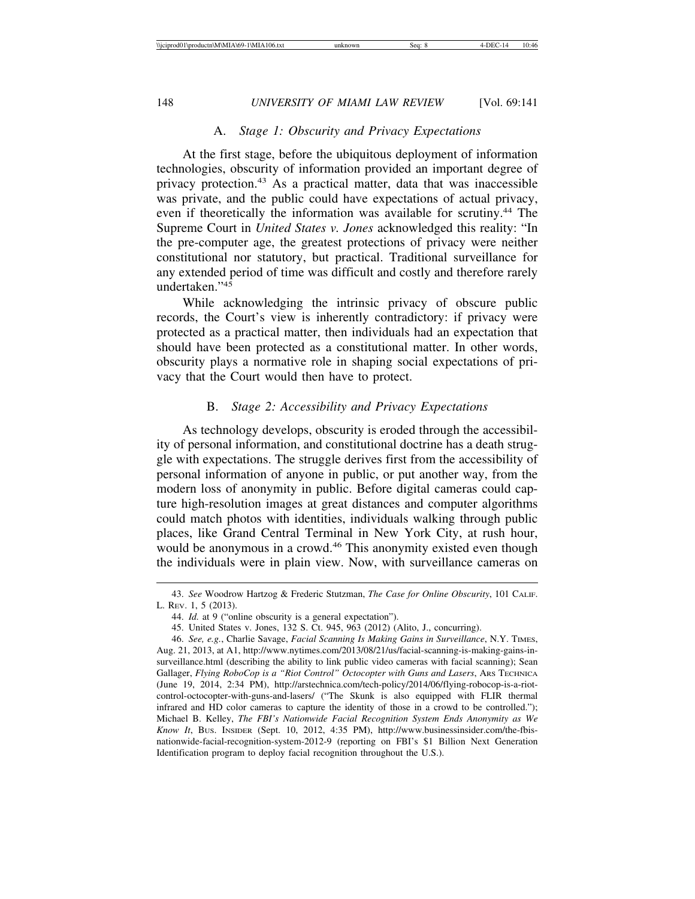### A. *Stage 1: Obscurity and Privacy Expectations*

At the first stage, before the ubiquitous deployment of information technologies, obscurity of information provided an important degree of privacy protection.[43] As a practical matter, data that was inaccessible was private, and the public could have expectations of actual privacy, even if theoretically the information was available for scrutiny.[44] The Supreme Court in *United States v. Jones* acknowledged this reality: "In the pre-computer age, the greatest protections of privacy were neither constitutional nor statutory, but practical. Traditional surveillance for any extended period of time was difficult and costly and therefore rarely undertaken."[45]

While acknowledging the intrinsic privacy of obscure public records, the Court's view is inherently contradictory: if privacy were protected as a practical matter, then individuals had an expectation that should have been protected as a constitutional matter. In other words, obscurity plays a normative role in shaping social expectations of privacy that the Court would then have to protect.

### B. *Stage 2: Accessibility and Privacy Expectations*

As technology develops, obscurity is eroded through the accessibility of personal information, and constitutional doctrine has a death struggle with expectations. The struggle derives first from the accessibility of personal information of anyone in public, or put another way, from the modern loss of anonymity in public. Before digital cameras could capture high-resolution images at great distances and computer algorithms could match photos with identities, individuals walking through public places, like Grand Central Terminal in New York City, at rush hour, would be anonymous in a crowd.[46] This anonymity existed even though the individuals were in plain view. Now, with surveillance cameras on

---

43. *See* Woodrow Hartzog & Frederic Stutzman, *The Case for Online Obscurity*, 101 CALIF. L. REV. 1, 5 (2013).

44. *Id.* at 9 ("online obscurity is a general expectation").

45. United States v. Jones, 132 S. Ct. 945, 963 (2012) (Alito, J., concurring).

46. *See, e.g.*, Charlie Savage, *Facial Scanning Is Making Gains in Surveillance*, N.Y. TIMES, Aug. 21, 2013, at A1, http://www.nytimes.com/2013/08/21/us/facial-scanning-is-making-gains-in-surveillance.html (describing the ability to link public video cameras with facial scanning); Sean Gallager, *Flying RoboCop is a "Riot Control" Octocopter with Guns and Lasers*, ARS TECHNICA (June 19, 2014, 2:34 PM), http://arstechnica.com/tech-policy/2014/06/flying-robocop-is-a-riot-control-octocopter-with-guns-and-lasers/ ("The Skunk is also equipped with FLIR thermal infrared and HD color cameras to capture the identity of those in a crowd to be controlled."); Michael B. Kelley, *The FBI's Nationwide Facial Recognition System Ends Anonymity as We Know It*, BUS. INSIDER (Sept. 10, 2012, 4:35 PM), http://www.businessinsider.com/the-fbis-nationwide-facial-recognition-system-2012-9 (reporting on FBI's $1 Billion Next Generation Identification program to deploy facial recognition throughout the U.S.).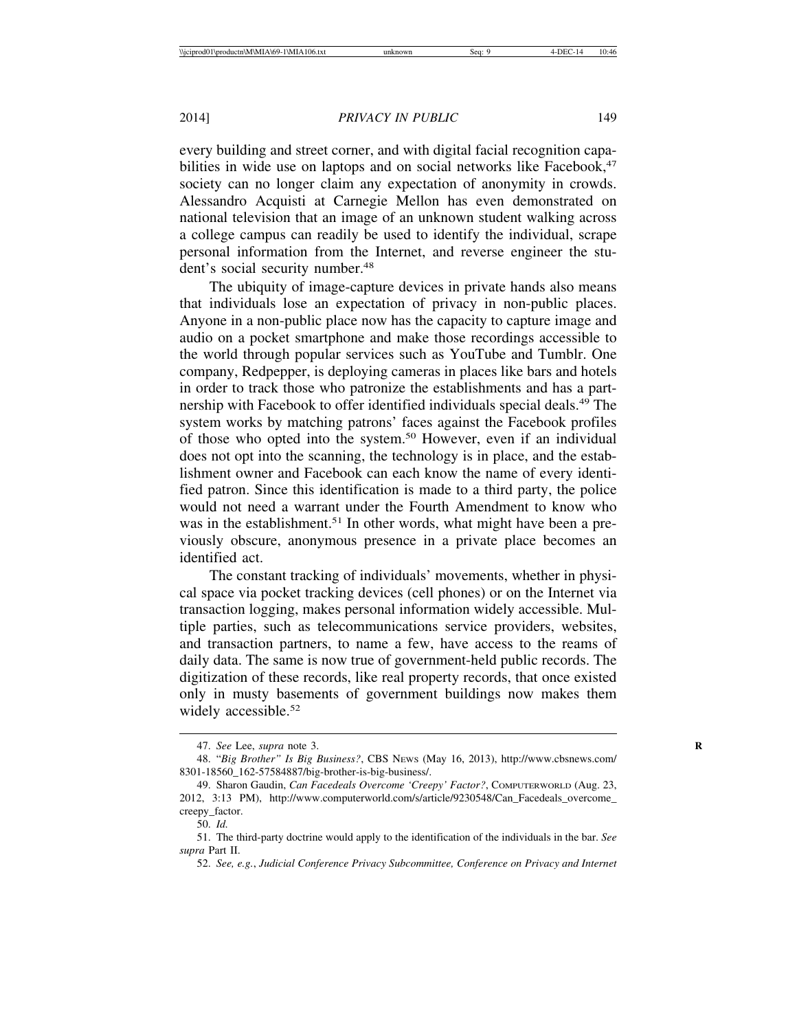every building and street corner, and with digital facial recognition capabilities in wide use on laptops and on social networks like Facebook,[47] society can no longer claim any expectation of anonymity in crowds. Alessandro Acquisti at Carnegie Mellon has even demonstrated on national television that an image of an unknown student walking across a college campus can readily be used to identify the individual, scrape personal information from the Internet, and reverse engineer the student's social security number.[48]

The ubiquity of image-capture devices in private hands also means that individuals lose an expectation of privacy in non-public places. Anyone in a non-public place now has the capacity to capture image and audio on a pocket smartphone and make those recordings accessible to the world through popular services such as YouTube and Tumblr. One company, Redpepper, is deploying cameras in places like bars and hotels in order to track those who patronize the establishments and has a partnership with Facebook to offer identified individuals special deals.[49] The system works by matching patrons' faces against the Facebook profiles of those who opted into the system.[50] However, even if an individual does not opt into the scanning, the technology is in place, and the establishment owner and Facebook can each know the name of every identified patron. Since this identification is made to a third party, the police would not need a warrant under the Fourth Amendment to know who was in the establishment.[51] In other words, what might have been a previously obscure, anonymous presence in a private place becomes an identified act.

The constant tracking of individuals' movements, whether in physical space via pocket tracking devices (cell phones) or on the Internet via transaction logging, makes personal information widely accessible. Multiple parties, such as telecommunications service providers, websites, and transaction partners, to name a few, have access to the reams of daily data. The same is now true of government-held public records. The digitization of these records, like real property records, that once existed only in musty basements of government buildings now makes them widely accessible.[52]

---

47. *See* Lee, *supra* note 3.

48. "*Big Brother" Is Big Business?*, CBS NEWS (May 16, 2013), http://www.cbsnews.com/8301-18560_162-57584887/big-brother-is-big-business/.

49. Sharon Gaudin, *Can Facedeals Overcome 'Creepy' Factor?*, COMPUTERWORLD (Aug. 23, 2012, 3:13 PM), http://www.computerworld.com/s/article/9230548/Can_Facedeals_overcome_creepy_factor.

50. *Id.*

51. The third-party doctrine would apply to the identification of the individuals in the bar. *See supra* Part II.

52. *See, e.g.*, *Judicial Conference Privacy Subcommittee, Conference on Privacy and Internet*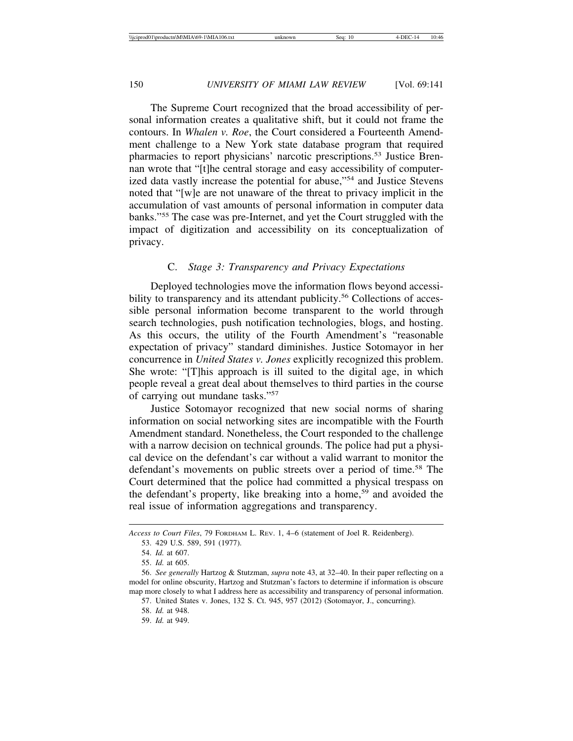The Supreme Court recognized that the broad accessibility of personal information creates a qualitative shift, but it could not frame the contours. In *Whalen v. Roe*, the Court considered a Fourteenth Amendment challenge to a New York state database program that required pharmacies to report physicians' narcotic prescriptions.[53] Justice Brennan wrote that "[t]he central storage and easy accessibility of computerized data vastly increase the potential for abuse,"[54] and Justice Stevens noted that "[w]e are not unaware of the threat to privacy implicit in the accumulation of vast amounts of personal information in computer data banks."[55] The case was pre-Internet, and yet the Court struggled with the impact of digitization and accessibility on its conceptualization of privacy.

### C. *Stage 3: Transparency and Privacy Expectations*

Deployed technologies move the information flows beyond accessibility to transparency and its attendant publicity.[56] Collections of accessible personal information become transparent to the world through search technologies, push notification technologies, blogs, and hosting. As this occurs, the utility of the Fourth Amendment's "reasonable expectation of privacy" standard diminishes. Justice Sotomayor in her concurrence in *United States v. Jones* explicitly recognized this problem. She wrote: "[T]his approach is ill suited to the digital age, in which people reveal a great deal about themselves to third parties in the course of carrying out mundane tasks."[57]

Justice Sotomayor recognized that new social norms of sharing information on social networking sites are incompatible with the Fourth Amendment standard. Nonetheless, the Court responded to the challenge with a narrow decision on technical grounds. The police had put a physical device on the defendant's car without a valid warrant to monitor the defendant's movements on public streets over a period of time.[58] The Court determined that the police had committed a physical trespass on the defendant's property, like breaking into a home,[59] and avoided the real issue of information aggregations and transparency.

---

*Access to Court Files*, 79 FORDHAM L. REV. 1, 4–6 (statement of Joel R. Reidenberg).

53. 429 U.S. 589, 591 (1977).

54. *Id.* at 607.

55. *Id.* at 605.

56. *See generally* Hartzog & Stutzman, *supra* note 43, at 32–40. In their paper reflecting on a model for online obscurity, Hartzog and Stutzman's factors to determine if information is obscure map more closely to what I address here as accessibility and transparency of personal information.

57. United States v. Jones, 132 S. Ct. 945, 957 (2012) (Sotomayor, J., concurring).

58. *Id.* at 948.

59. *Id.* at 949.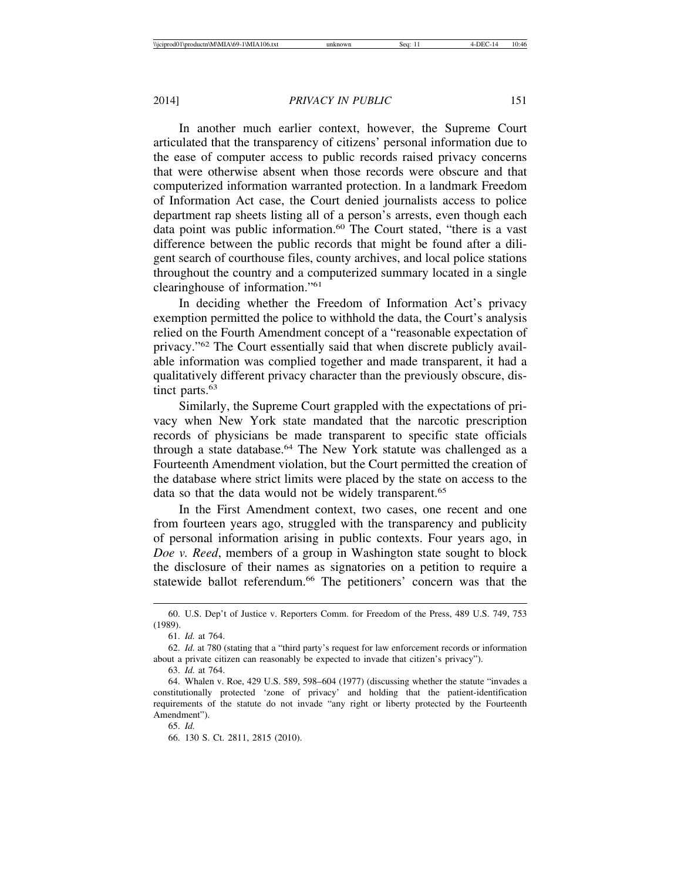In another much earlier context, however, the Supreme Court articulated that the transparency of citizens' personal information due to the ease of computer access to public records raised privacy concerns that were otherwise absent when those records were obscure and that computerized information warranted protection. In a landmark Freedom of Information Act case, the Court denied journalists access to police department rap sheets listing all of a person's arrests, even though each data point was public information.[60] The Court stated, "there is a vast difference between the public records that might be found after a diligent search of courthouse files, county archives, and local police stations throughout the country and a computerized summary located in a single clearinghouse of information."[61]

In deciding whether the Freedom of Information Act's privacy exemption permitted the police to withhold the data, the Court's analysis relied on the Fourth Amendment concept of a "reasonable expectation of privacy."[62] The Court essentially said that when discrete publicly available information was complied together and made transparent, it had a qualitatively different privacy character than the previously obscure, distinct parts.[63]

Similarly, the Supreme Court grappled with the expectations of privacy when New York state mandated that the narcotic prescription records of physicians be made transparent to specific state officials through a state database.[64] The New York statute was challenged as a Fourteenth Amendment violation, but the Court permitted the creation of the database where strict limits were placed by the state on access to the data so that the data would not be widely transparent.[65]

In the First Amendment context, two cases, one recent and one from fourteen years ago, struggled with the transparency and publicity of personal information arising in public contexts. Four years ago, in *Doe v. Reed*, members of a group in Washington state sought to block the disclosure of their names as signatories on a petition to require a statewide ballot referendum.[66] The petitioners' concern was that the

---

60. U.S. Dep't of Justice v. Reporters Comm. for Freedom of the Press, 489 U.S. 749, 753 (1989).

61. *Id.* at 764.

62. *Id.* at 780 (stating that a "third party's request for law enforcement records or information about a private citizen can reasonably be expected to invade that citizen's privacy").

63. *Id.* at 764.

64. Whalen v. Roe, 429 U.S. 589, 598–604 (1977) (discussing whether the statute "invades a constitutionally protected 'zone of privacy' and holding that the patient-identification requirements of the statute do not invade "any right or liberty protected by the Fourteenth Amendment").

65. *Id.*

66. 130 S. Ct. 2811, 2815 (2010).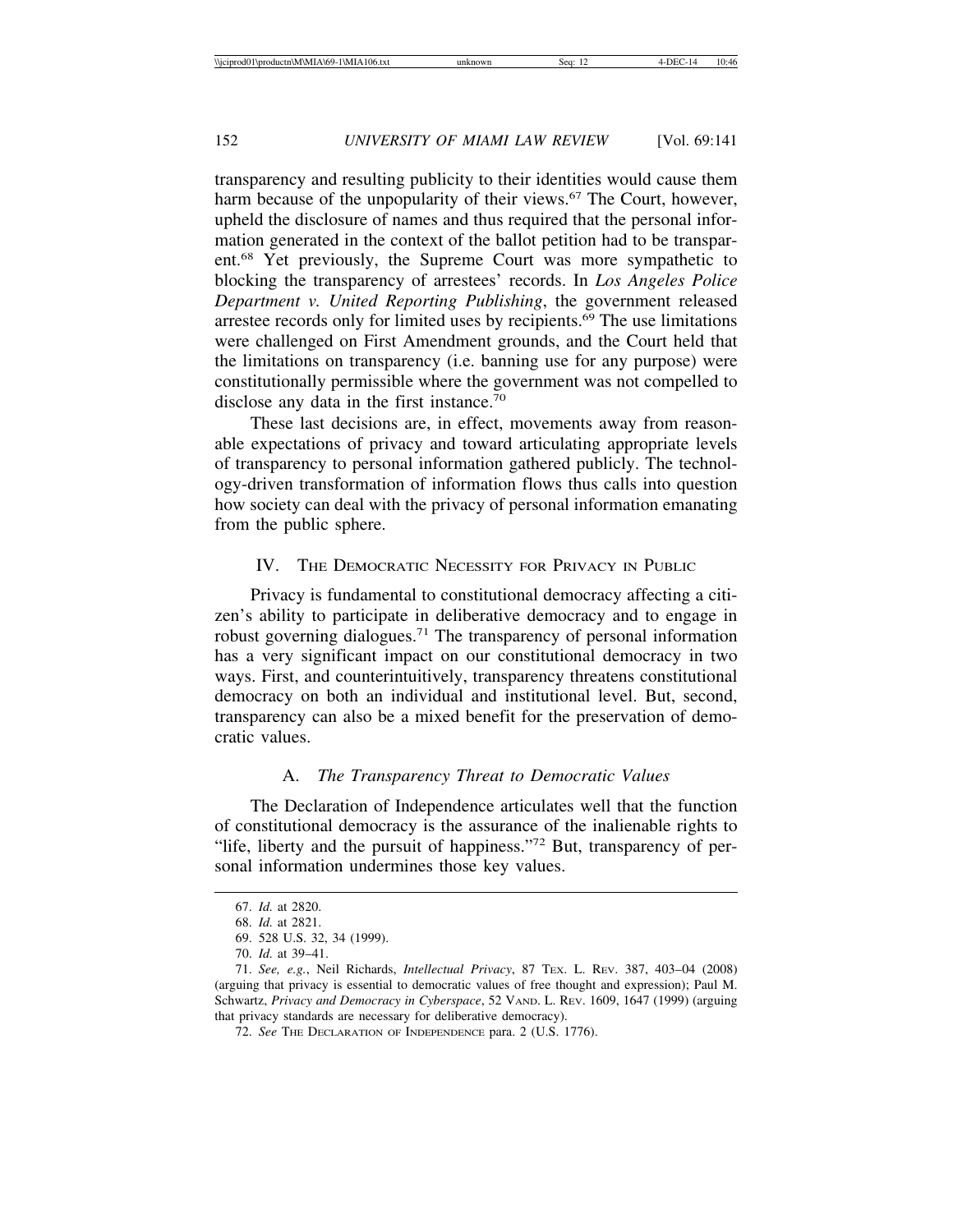transparency and resulting publicity to their identities would cause them harm because of the unpopularity of their views.[67] The Court, however, upheld the disclosure of names and thus required that the personal information generated in the context of the ballot petition had to be transparent.[68] Yet previously, the Supreme Court was more sympathetic to blocking the transparency of arrestees' records. In *Los Angeles Police Department v. United Reporting Publishing*, the government released arrestee records only for limited uses by recipients.[69] The use limitations were challenged on First Amendment grounds, and the Court held that the limitations on transparency (i.e. banning use for any purpose) were constitutionally permissible where the government was not compelled to disclose any data in the first instance.[70]

These last decisions are, in effect, movements away from reasonable expectations of privacy and toward articulating appropriate levels of transparency to personal information gathered publicly. The technology-driven transformation of information flows thus calls into question how society can deal with the privacy of personal information emanating from the public sphere.

## IV. The Democratic Necessity for Privacy in Public

Privacy is fundamental to constitutional democracy affecting a citizen's ability to participate in deliberative democracy and to engage in robust governing dialogues.[71] The transparency of personal information has a very significant impact on our constitutional democracy in two ways. First, and counterintuitively, transparency threatens constitutional democracy on both an individual and institutional level. But, second, transparency can also be a mixed benefit for the preservation of democratic values.

### A. *The Transparency Threat to Democratic Values*

The Declaration of Independence articulates well that the function of constitutional democracy is the assurance of the inalienable rights to "life, liberty and the pursuit of happiness."[72] But, transparency of personal information undermines those key values.

---

67. *Id.* at 2820.

68. *Id.* at 2821.

69. 528 U.S. 32, 34 (1999).

70. *Id.* at 39–41.

71. *See, e.g.*, Neil Richards, *Intellectual Privacy*, 87 Tex. L. Rev. 387, 403–04 (2008) (arguing that privacy is essential to democratic values of free thought and expression); Paul M. Schwartz, *Privacy and Democracy in Cyberspace*, 52 Vand. L. Rev. 1609, 1647 (1999) (arguing that privacy standards are necessary for deliberative democracy).

72. *See* The Declaration of Independence para. 2 (U.S. 1776).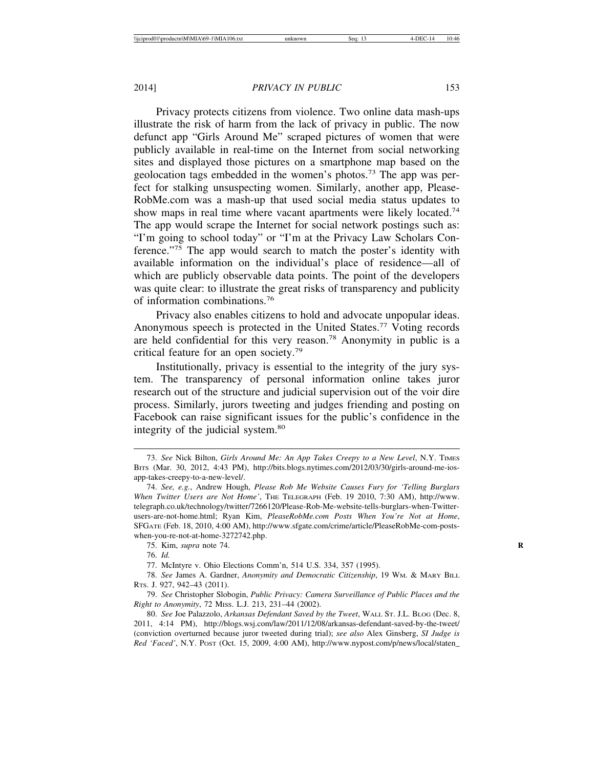Privacy protects citizens from violence. Two online data mash-ups illustrate the risk of harm from the lack of privacy in public. The now defunct app "Girls Around Me" scraped pictures of women that were publicly available in real-time on the Internet from social networking sites and displayed those pictures on a smartphone map based on the geolocation tags embedded in the women's photos.[73] The app was perfect for stalking unsuspecting women. Similarly, another app, Please-RobMe.com was a mash-up that used social media status updates to show maps in real time where vacant apartments were likely located.[74] The app would scrape the Internet for social network postings such as: "I'm going to school today" or "I'm at the Privacy Law Scholars Conference."[75] The app would search to match the poster's identity with available information on the individual's place of residence—all of which are publicly observable data points. The point of the developers was quite clear: to illustrate the great risks of transparency and publicity of information combinations.[76]

Privacy also enables citizens to hold and advocate unpopular ideas. Anonymous speech is protected in the United States.[77] Voting records are held confidential for this very reason.[78] Anonymity in public is a critical feature for an open society.[79]

Institutionally, privacy is essential to the integrity of the jury system. The transparency of personal information online takes juror research out of the structure and judicial supervision out of the voir dire process. Similarly, jurors tweeting and judges friending and posting on Facebook can raise significant issues for the public's confidence in the integrity of the judicial system.[80]

---

73. *See* Nick Bilton, *Girls Around Me: An App Takes Creepy to a New Level*, N.Y. TIMES BITS (Mar. 30, 2012, 4:43 PM), http://bits.blogs.nytimes.com/2012/03/30/girls-around-me-ios-app-takes-creepy-to-a-new-level/.

74. *See, e.g.*, Andrew Hough, *Please Rob Me Website Causes Fury for 'Telling Burglars When Twitter Users are Not Home'*, THE TELEGRAPH (Feb. 19 2010, 7:30 AM), http://www.telegraph.co.uk/technology/twitter/7266120/Please-Rob-Me-website-tells-burglars-when-Twitter-users-are-not-home.html; Ryan Kim, *PleaseRobMe.com Posts When You're Not at Home*, SFGATE (Feb. 18, 2010, 4:00 AM), http://www.sfgate.com/crime/article/PleaseRobMe-com-posts-when-you-re-not-at-home-3272742.php.

75. Kim, *supra* note 74.

76. *Id.*

77. McIntyre v. Ohio Elections Comm'n, 514 U.S. 334, 357 (1995).

78. *See* James A. Gardner, *Anonymity and Democratic Citizenship*, 19 WM. & MARY BILL RTS. J. 927, 942–43 (2011).

79. *See* Christopher Slobogin, *Public Privacy: Camera Surveillance of Public Places and the Right to Anonymity*, 72 MISS. L.J. 213, 231–44 (2002).

80. *See* Joe Palazzolo, *Arkansas Defendant Saved by the Tweet*, WALL ST. J.L. BLOG (Dec. 8, 2011, 4:14 PM), http://blogs.wsj.com/law/2011/12/08/arkansas-defendant-saved-by-the-tweet/ (conviction overturned because juror tweeted during trial); *see also* Alex Ginsberg, *SI Judge is Red 'Faced'*, N.Y. POST (Oct. 15, 2009, 4:00 AM), http://www.nypost.com/p/news/local/staten_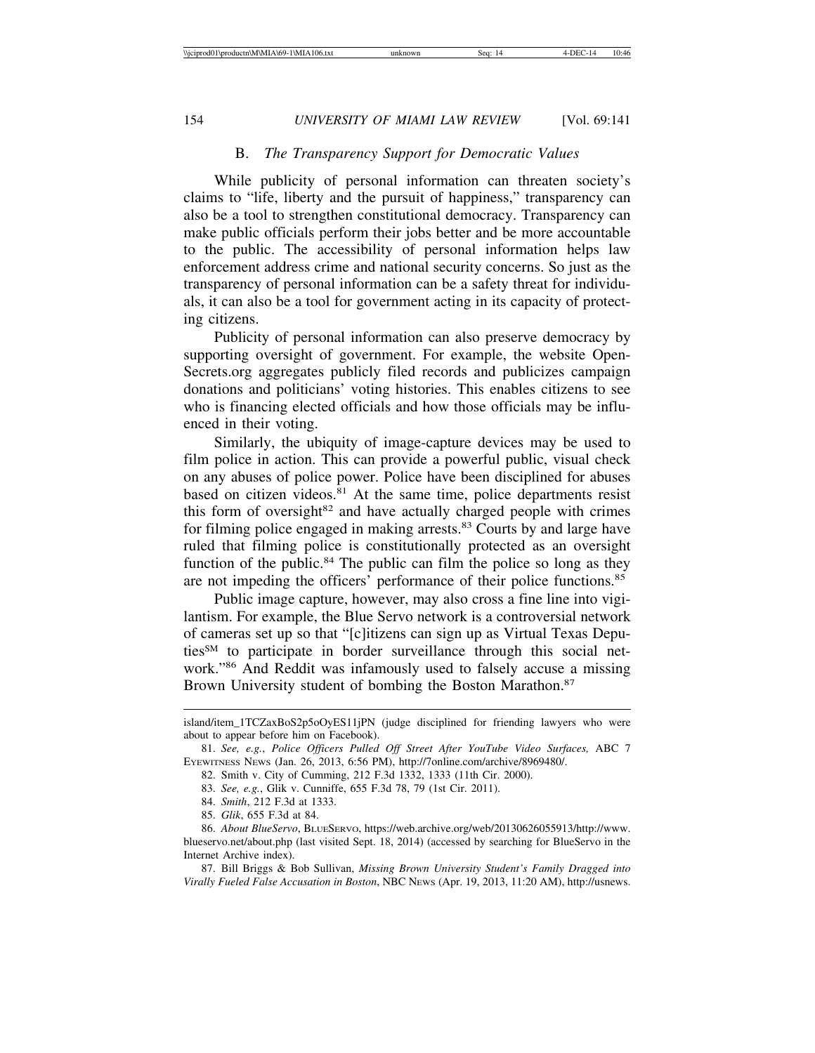### B. *The Transparency Support for Democratic Values*

While publicity of personal information can threaten society's claims to "life, liberty and the pursuit of happiness," transparency can also be a tool to strengthen constitutional democracy. Transparency can make public officials perform their jobs better and be more accountable to the public. The accessibility of personal information helps law enforcement address crime and national security concerns. So just as the transparency of personal information can be a safety threat for individuals, it can also be a tool for government acting in its capacity of protecting citizens.

Publicity of personal information can also preserve democracy by supporting oversight of government. For example, the website OpenSecrets.org aggregates publicly filed records and publicizes campaign donations and politicians' voting histories. This enables citizens to see who is financing elected officials and how those officials may be influenced in their voting.

Similarly, the ubiquity of image-capture devices may be used to film police in action. This can provide a powerful public, visual check on any abuses of police power. Police have been disciplined for abuses based on citizen videos.[81] At the same time, police departments resist this form of oversight[82] and have actually charged people with crimes for filming police engaged in making arrests.[83] Courts by and large have ruled that filming police is constitutionally protected as an oversight function of the public.[84] The public can film the police so long as they are not impeding the officers' performance of their police functions.[85]

Public image capture, however, may also cross a fine line into vigilantism. For example, the Blue Servo network is a controversial network of cameras set up so that "[c]itizens can sign up as Virtual Texas Deputies[SM] to participate in border surveillance through this social network."[86] And Reddit was infamously used to falsely accuse a missing Brown University student of bombing the Boston Marathon.[87]

---

island/item_1TCZaxBoS2p5oOyES11jPN (judge disciplined for friending lawyers who were about to appear before him on Facebook).

81. *See, e.g.*, *Police Officers Pulled Off Street After YouTube Video Surfaces,* ABC 7 EYEWITNESS NEWS (Jan. 26, 2013, 6:56 PM), http://7online.com/archive/8969480/.

82. Smith v. City of Cumming, 212 F.3d 1332, 1333 (11th Cir. 2000).

83. *See, e.g.*, Glik v. Cunniffe, 655 F.3d 78, 79 (1st Cir. 2011).

84. *Smith*, 212 F.3d at 1333.

85. *Glik*, 655 F.3d at 84.

86. *About BlueServo*, BLUESERVO, https://web.archive.org/web/20130626055913/http://www.blueservo.net/about.php (last visited Sept. 18, 2014) (accessed by searching for BlueServo in the Internet Archive index).

87. Bill Briggs & Bob Sullivan, *Missing Brown University Student's Family Dragged into Virally Fueled False Accusation in Boston*, NBC NEWS (Apr. 19, 2013, 11:20 AM), http://usnews.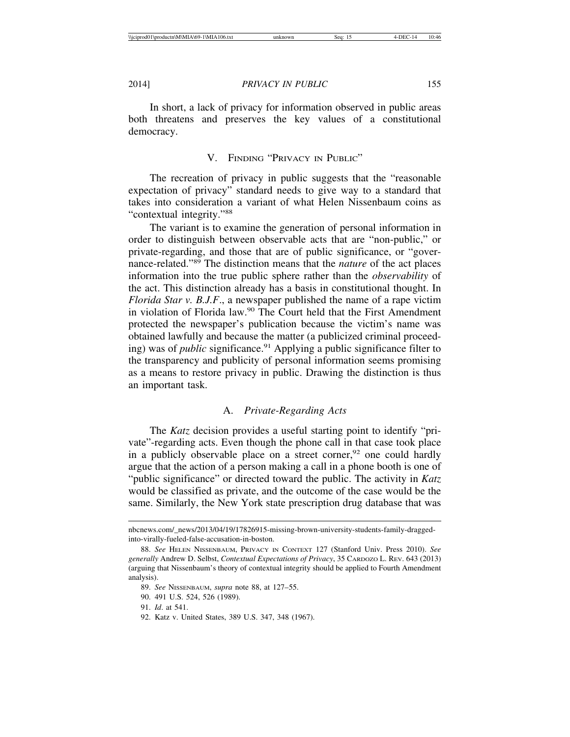In short, a lack of privacy for information observed in public areas both threatens and preserves the key values of a constitutional democracy.

## V. Finding "Privacy in Public"

The recreation of privacy in public suggests that the "reasonable expectation of privacy" standard needs to give way to a standard that takes into consideration a variant of what Helen Nissenbaum coins as "contextual integrity."[88]

The variant is to examine the generation of personal information in order to distinguish between observable acts that are "non-public," or private-regarding, and those that are of public significance, or "governance-related."[89] The distinction means that the *nature* of the act places information into the true public sphere rather than the *observability* of the act. This distinction already has a basis in constitutional thought. In *Florida Star v. B.J.F*., a newspaper published the name of a rape victim in violation of Florida law.[90] The Court held that the First Amendment protected the newspaper's publication because the victim's name was obtained lawfully and because the matter (a publicized criminal proceeding) was of *public* significance.[91] Applying a public significance filter to the transparency and publicity of personal information seems promising as a means to restore privacy in public. Drawing the distinction is thus an important task.

### A. *Private-Regarding Acts*

The *Katz* decision provides a useful starting point to identify "private"-regarding acts. Even though the phone call in that case took place in a publicly observable place on a street corner,[92] one could hardly argue that the action of a person making a call in a phone booth is one of "public significance" or directed toward the public. The activity in *Katz* would be classified as private, and the outcome of the case would be the same. Similarly, the New York state prescription drug database that was

---

nbcnews.com/_news/2013/04/19/17826915-missing-brown-university-students-family-dragged-into-virally-fueled-false-accusation-in-boston.

88. *See* Helen Nissenbaum, Privacy in Context 127 (Stanford Univ. Press 2010). *See generally* Andrew D. Selbst, *Contextual Expectations of Privacy*, 35 Cardozo L. Rev. 643 (2013) (arguing that Nissenbaum's theory of contextual integrity should be applied to Fourth Amendment analysis).

89. *See* Nissenbaum, *supra* note 88, at 127–55.

90. 491 U.S. 524, 526 (1989).

91. *Id*. at 541.

92. Katz v. United States, 389 U.S. 347, 348 (1967).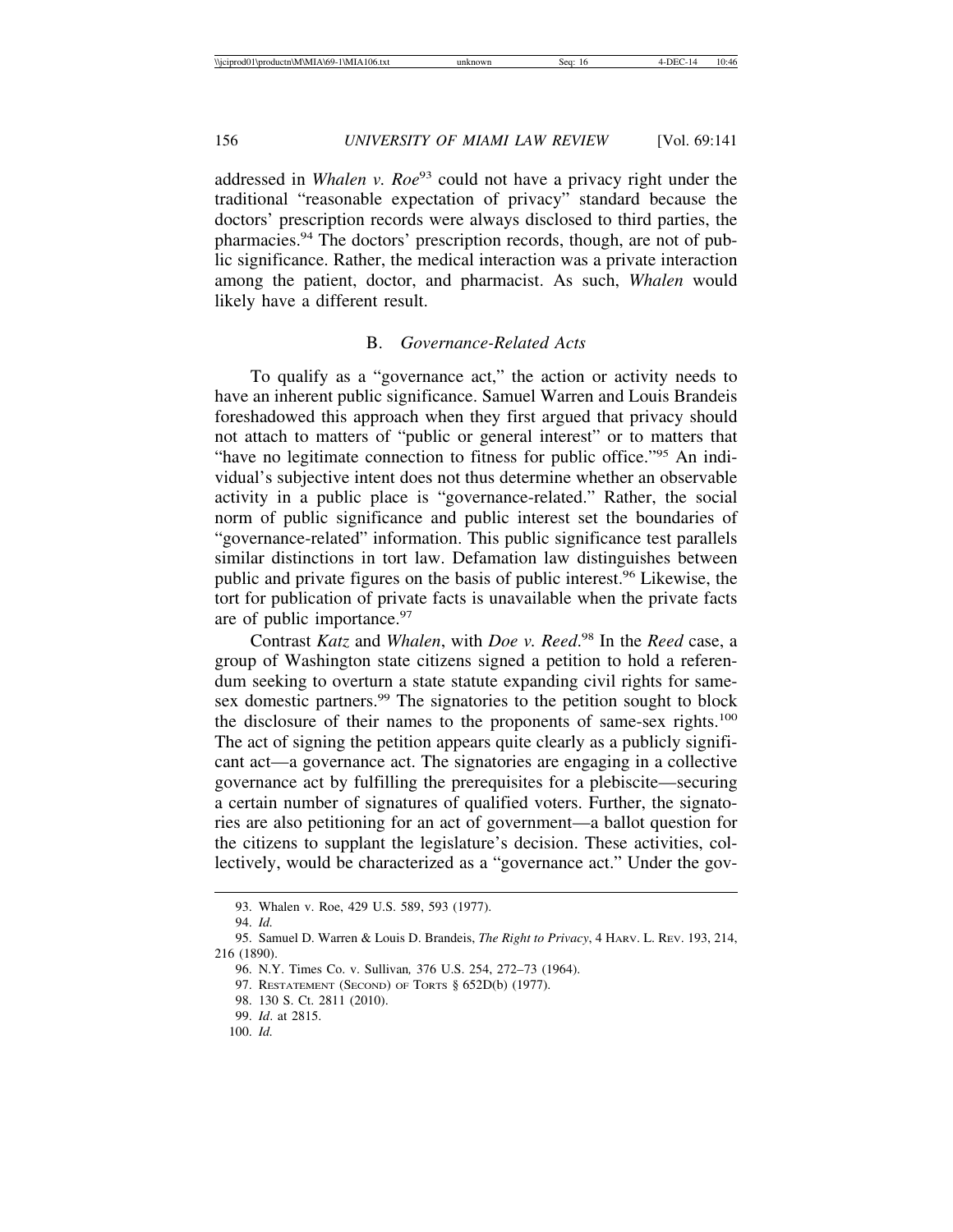addressed in *Whalen v. Roe*[93] could not have a privacy right under the traditional "reasonable expectation of privacy" standard because the doctors' prescription records were always disclosed to third parties, the pharmacies.[94] The doctors' prescription records, though, are not of public significance. Rather, the medical interaction was a private interaction among the patient, doctor, and pharmacist. As such, *Whalen* would likely have a different result.

### B. *Governance-Related Acts*

To qualify as a "governance act," the action or activity needs to have an inherent public significance. Samuel Warren and Louis Brandeis foreshadowed this approach when they first argued that privacy should not attach to matters of "public or general interest" or to matters that "have no legitimate connection to fitness for public office."[95] An individual's subjective intent does not thus determine whether an observable activity in a public place is "governance-related." Rather, the social norm of public significance and public interest set the boundaries of "governance-related" information. This public significance test parallels similar distinctions in tort law. Defamation law distinguishes between public and private figures on the basis of public interest.[96] Likewise, the tort for publication of private facts is unavailable when the private facts are of public importance.[97]

Contrast *Katz* and *Whalen*, with *Doe v. Reed*.[98] In the *Reed* case, a group of Washington state citizens signed a petition to hold a referendum seeking to overturn a state statute expanding civil rights for same-sex domestic partners.[99] The signatories to the petition sought to block the disclosure of their names to the proponents of same-sex rights.[100] The act of signing the petition appears quite clearly as a publicly significant act—a governance act. The signatories are engaging in a collective governance act by fulfilling the prerequisites for a plebiscite—securing a certain number of signatures of qualified voters. Further, the signatories are also petitioning for an act of government—a ballot question for the citizens to supplant the legislature's decision. These activities, collectively, would be characterized as a "governance act." Under the gov-

---

93. Whalen v. Roe, 429 U.S. 589, 593 (1977).

94. *Id.*

95. Samuel D. Warren & Louis D. Brandeis, *The Right to Privacy*, 4 HARV. L. REV. 193, 214, 216 (1890).

96. N.Y. Times Co. v. Sullivan*,* 376 U.S. 254, 272–73 (1964).

97. RESTATEMENT (SECOND) OF TORTS § 652D(b) (1977).

98. 130 S. Ct. 2811 (2010).

99. *Id*. at 2815.

100. *Id.*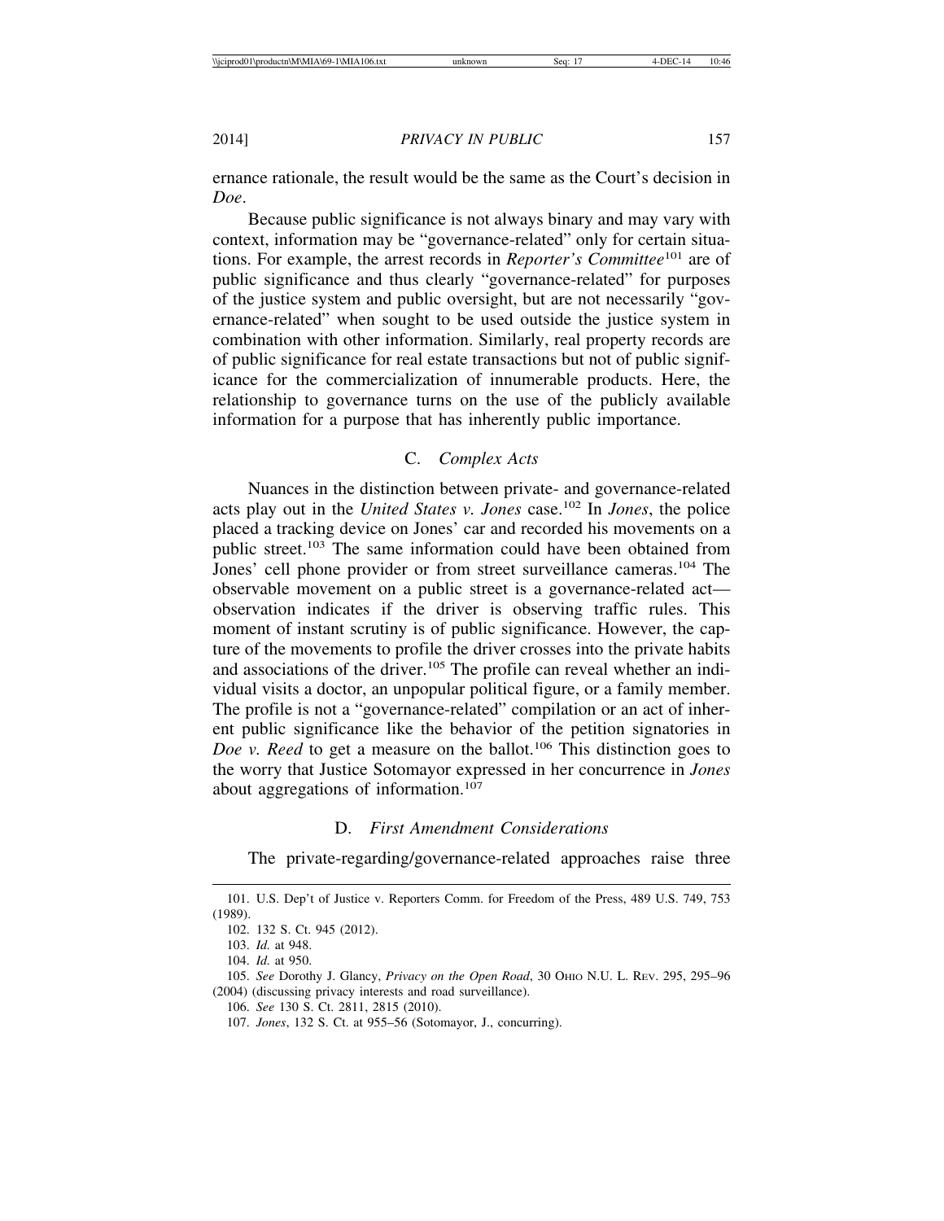ernance rationale, the result would be the same as the Court's decision in *Doe*.

Because public significance is not always binary and may vary with context, information may be "governance-related" only for certain situations. For example, the arrest records in *Reporter's Committee*[101] are of public significance and thus clearly "governance-related" for purposes of the justice system and public oversight, but are not necessarily "governance-related" when sought to be used outside the justice system in combination with other information. Similarly, real property records are of public significance for real estate transactions but not of public significance for the commercialization of innumerable products. Here, the relationship to governance turns on the use of the publicly available information for a purpose that has inherently public importance.

### C. *Complex Acts*

Nuances in the distinction between private- and governance-related acts play out in the *United States v. Jones* case.[102] In *Jones*, the police placed a tracking device on Jones' car and recorded his movements on a public street.[103] The same information could have been obtained from Jones' cell phone provider or from street surveillance cameras.[104] The observable movement on a public street is a governance-related act—observation indicates if the driver is observing traffic rules. This moment of instant scrutiny is of public significance. However, the capture of the movements to profile the driver crosses into the private habits and associations of the driver.[105] The profile can reveal whether an individual visits a doctor, an unpopular political figure, or a family member. The profile is not a "governance-related" compilation or an act of inherent public significance like the behavior of the petition signatories in *Doe v. Reed* to get a measure on the ballot.[106] This distinction goes to the worry that Justice Sotomayor expressed in her concurrence in *Jones* about aggregations of information.[107]

### D. *First Amendment Considerations*

The private-regarding/governance-related approaches raise three

---

101. U.S. Dep't of Justice v. Reporters Comm. for Freedom of the Press, 489 U.S. 749, 753 (1989).

102. 132 S. Ct. 945 (2012).

103. *Id.* at 948.

104. *Id.* at 950.

105. *See* Dorothy J. Glancy, *Privacy on the Open Road*, 30 OHIO N.U. L. REV. 295, 295–96 (2004) (discussing privacy interests and road surveillance).

106. *See* 130 S. Ct. 2811, 2815 (2010).

107. *Jones*, 132 S. Ct. at 955–56 (Sotomayor, J., concurring).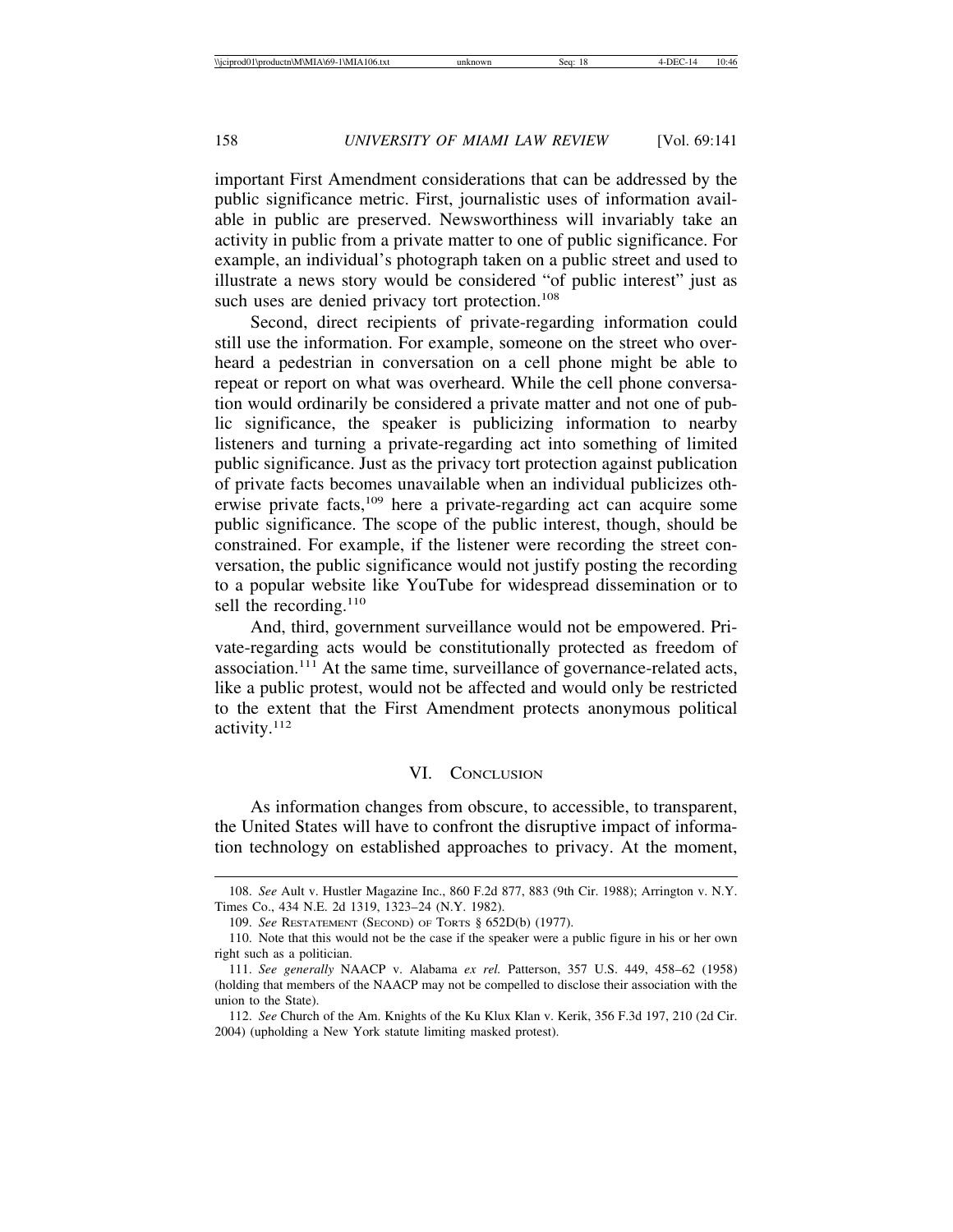important First Amendment considerations that can be addressed by the public significance metric. First, journalistic uses of information available in public are preserved. Newsworthiness will invariably take an activity in public from a private matter to one of public significance. For example, an individual's photograph taken on a public street and used to illustrate a news story would be considered "of public interest" just as such uses are denied privacy tort protection.[108]

Second, direct recipients of private-regarding information could still use the information. For example, someone on the street who overheard a pedestrian in conversation on a cell phone might be able to repeat or report on what was overheard. While the cell phone conversation would ordinarily be considered a private matter and not one of public significance, the speaker is publicizing information to nearby listeners and turning a private-regarding act into something of limited public significance. Just as the privacy tort protection against publication of private facts becomes unavailable when an individual publicizes otherwise private facts,[109] here a private-regarding act can acquire some public significance. The scope of the public interest, though, should be constrained. For example, if the listener were recording the street conversation, the public significance would not justify posting the recording to a popular website like YouTube for widespread dissemination or to sell the recording.[110]

And, third, government surveillance would not be empowered. Private-regarding acts would be constitutionally protected as freedom of association.[111] At the same time, surveillance of governance-related acts, like a public protest, would not be affected and would only be restricted to the extent that the First Amendment protects anonymous political activity.[112]

## VI. Conclusion

As information changes from obscure, to accessible, to transparent, the United States will have to confront the disruptive impact of information technology on established approaches to privacy. At the moment,

---

108. *See* Ault v. Hustler Magazine Inc., 860 F.2d 877, 883 (9th Cir. 1988); Arrington v. N.Y. Times Co., 434 N.E. 2d 1319, 1323–24 (N.Y. 1982).

109. *See* Restatement (Second) of Torts § 652D(b) (1977).

110. Note that this would not be the case if the speaker were a public figure in his or her own right such as a politician.

111. *See generally* NAACP v. Alabama *ex rel.* Patterson, 357 U.S. 449, 458–62 (1958) (holding that members of the NAACP may not be compelled to disclose their association with the union to the State).

112. *See* Church of the Am. Knights of the Ku Klux Klan v. Kerik, 356 F.3d 197, 210 (2d Cir. 2004) (upholding a New York statute limiting masked protest).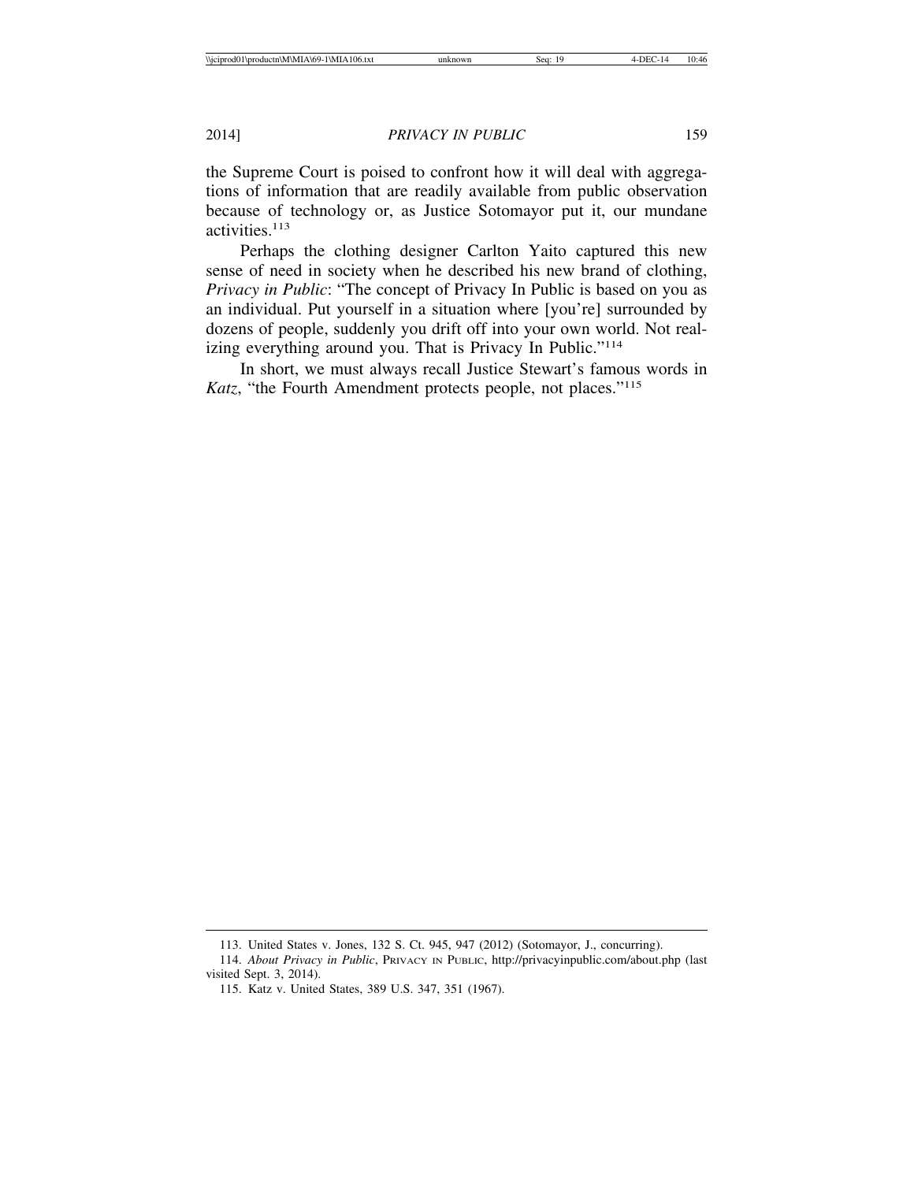the Supreme Court is poised to confront how it will deal with aggregations of information that are readily available from public observation because of technology or, as Justice Sotomayor put it, our mundane activities.[113]

Perhaps the clothing designer Carlton Yaito captured this new sense of need in society when he described his new brand of clothing, *Privacy in Public*: "The concept of Privacy In Public is based on you as an individual. Put yourself in a situation where [you're] surrounded by dozens of people, suddenly you drift off into your own world. Not realizing everything around you. That is Privacy In Public."[114]

In short, we must always recall Justice Stewart's famous words in *Katz*, "the Fourth Amendment protects people, not places."[115]

---

113. United States v. Jones, 132 S. Ct. 945, 947 (2012) (Sotomayor, J., concurring).

114. *About Privacy in Public*, PRIVACY IN PUBLIC, http://privacyinpublic.com/about.php (last visited Sept. 3, 2014).

115. Katz v. United States, 389 U.S. 347, 351 (1967).